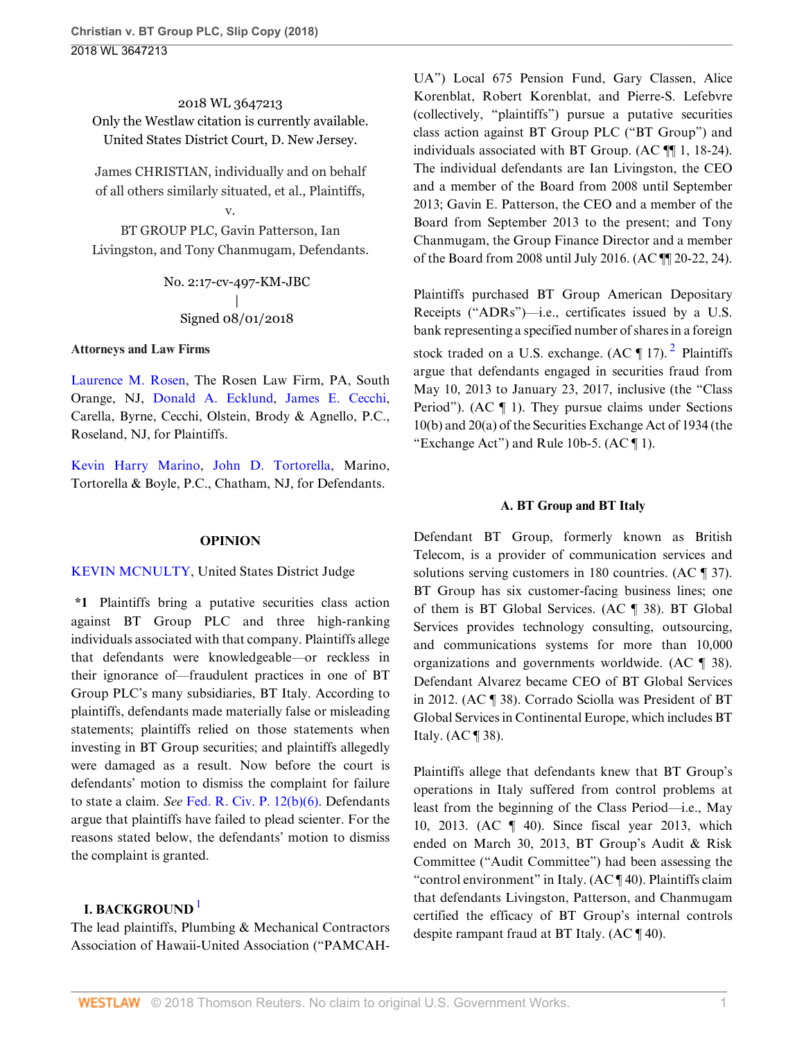2018 WL 3647213
Only the Westlaw citation is currently available.
United States District Court, D. New Jersey.

James CHRISTIAN, individually and on behalf of all others similarly situated, et al., Plaintiffs,
v.
BT GROUP PLC, Gavin Patterson, Ian Livingston, and Tony Chanmugam, Defendants.

No. 2:17-cv-497-KM-JBC
|
Signed 08/01/2018

**Attorneys and Law Firms**

Laurence M. Rosen, The Rosen Law Firm, PA, South Orange, NJ, Donald A. Ecklund, James E. Cecchi, Carella, Byrne, Cecchi, Olstein, Brody & Agnello, P.C., Roseland, NJ, for Plaintiffs.

Kevin Harry Marino, John D. Tortorella, Marino, Tortorella & Boyle, P.C., Chatham, NJ, for Defendants.

## OPINION

KEVIN MCNULTY, United States District Judge

**\*1** Plaintiffs bring a putative securities class action against BT Group PLC and three high-ranking individuals associated with that company. Plaintiffs allege that defendants were knowledgeable—or reckless in their ignorance of—fraudulent practices in one of BT Group PLC's many subsidiaries, BT Italy. According to plaintiffs, defendants made materially false or misleading statements; plaintiffs relied on those statements when investing in BT Group securities; and plaintiffs allegedly were damaged as a result. Now before the court is defendants' motion to dismiss the complaint for failure to state a claim. *See* Fed. R. Civ. P. 12(b)(6). Defendants argue that plaintiffs have failed to plead scienter. For the reasons stated below, the defendants' motion to dismiss the complaint is granted.

## I. BACKGROUND [1]

The lead plaintiffs, Plumbing & Mechanical Contractors Association of Hawaii-United Association ("PAMCAH-UA") Local 675 Pension Fund, Gary Classen, Alice Korenblat, Robert Korenblat, and Pierre-S. Lefebvre (collectively, "plaintiffs") pursue a putative securities class action against BT Group PLC ("BT Group") and individuals associated with BT Group. (AC ¶¶ 1, 18-24). The individual defendants are Ian Livingston, the CEO and a member of the Board from 2008 until September 2013; Gavin E. Patterson, the CEO and a member of the Board from September 2013 to the present; and Tony Chanmugam, the Group Finance Director and a member of the Board from 2008 until July 2016. (AC ¶¶ 20-22, 24).

Plaintiffs purchased BT Group American Depositary Receipts ("ADRs")—i.e., certificates issued by a U.S. bank representing a specified number of shares in a foreign stock traded on a U.S. exchange. (AC ¶ 17). [2] Plaintiffs argue that defendants engaged in securities fraud from May 10, 2013 to January 23, 2017, inclusive (the "Class Period"). (AC ¶ 1). They pursue claims under Sections 10(b) and 20(a) of the Securities Exchange Act of 1934 (the "Exchange Act") and Rule 10b-5. (AC ¶ 1).

### A. BT Group and BT Italy

Defendant BT Group, formerly known as British Telecom, is a provider of communication services and solutions serving customers in 180 countries. (AC ¶ 37). BT Group has six customer-facing business lines; one of them is BT Global Services. (AC ¶ 38). BT Global Services provides technology consulting, outsourcing, and communications systems for more than 10,000 organizations and governments worldwide. (AC ¶ 38). Defendant Alvarez became CEO of BT Global Services in 2012. (AC ¶ 38). Corrado Sciolla was President of BT Global Services in Continental Europe, which includes BT Italy. (AC ¶ 38).

Plaintiffs allege that defendants knew that BT Group's operations in Italy suffered from control problems at least from the beginning of the Class Period—i.e., May 10, 2013. (AC ¶ 40). Since fiscal year 2013, which ended on March 30, 2013, BT Group's Audit & Risk Committee ("Audit Committee") had been assessing the "control environment" in Italy. (AC ¶ 40). Plaintiffs claim that defendants Livingston, Patterson, and Chanmugam certified the efficacy of BT Group's internal controls despite rampant fraud at BT Italy. (AC ¶ 40).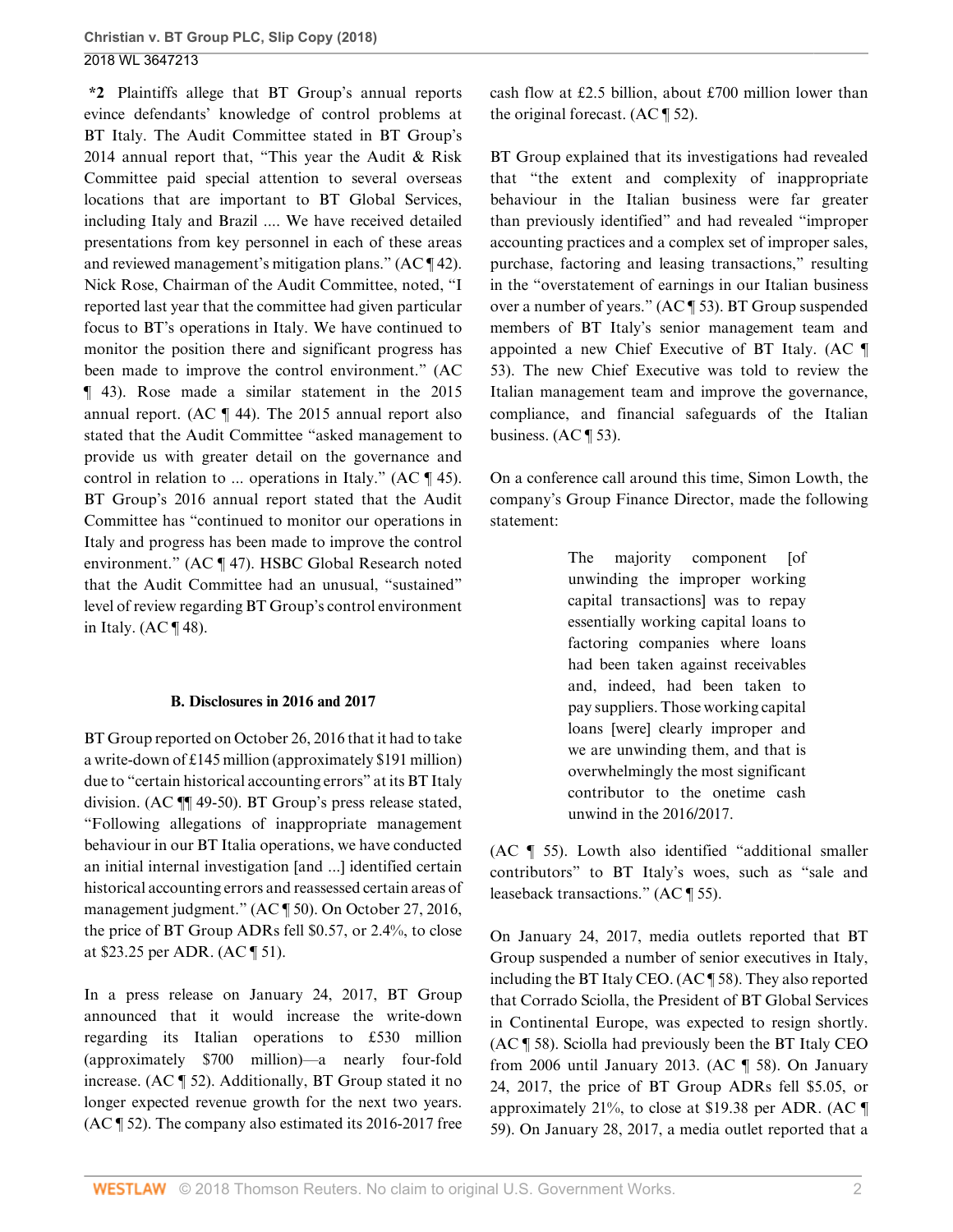**\*2** Plaintiffs allege that BT Group's annual reports evince defendants' knowledge of control problems at BT Italy. The Audit Committee stated in BT Group's 2014 annual report that, "This year the Audit & Risk Committee paid special attention to several overseas locations that are important to BT Global Services, including Italy and Brazil .... We have received detailed presentations from key personnel in each of these areas and reviewed management's mitigation plans." (AC ¶ 42). Nick Rose, Chairman of the Audit Committee, noted, "I reported last year that the committee had given particular focus to BT's operations in Italy. We have continued to monitor the position there and significant progress has been made to improve the control environment." (AC ¶ 43). Rose made a similar statement in the 2015 annual report. (AC ¶ 44). The 2015 annual report also stated that the Audit Committee "asked management to provide us with greater detail on the governance and control in relation to ... operations in Italy." (AC ¶ 45). BT Group's 2016 annual report stated that the Audit Committee has "continued to monitor our operations in Italy and progress has been made to improve the control environment." (AC ¶ 47). HSBC Global Research noted that the Audit Committee had an unusual, "sustained" level of review regarding BT Group's control environment in Italy. (AC ¶ 48).

### B. Disclosures in 2016 and 2017

BT Group reported on October 26, 2016 that it had to take a write-down of £145 million (approximately $191 million) due to "certain historical accounting errors" at its BT Italy division. (AC ¶¶ 49-50). BT Group's press release stated, "Following allegations of inappropriate management behaviour in our BT Italia operations, we have conducted an initial internal investigation [and ...] identified certain historical accounting errors and reassessed certain areas of management judgment." (AC ¶ 50). On October 27, 2016, the price of BT Group ADRs fell $0.57, or 2.4%, to close at $23.25 per ADR. (AC ¶ 51).

In a press release on January 24, 2017, BT Group announced that it would increase the write-down regarding its Italian operations to £530 million (approximately $700 million)—a nearly four-fold increase. (AC ¶ 52). Additionally, BT Group stated it no longer expected revenue growth for the next two years. (AC ¶ 52). The company also estimated its 2016-2017 free cash flow at £2.5 billion, about £700 million lower than the original forecast. (AC ¶ 52).

BT Group explained that its investigations had revealed that "the extent and complexity of inappropriate behaviour in the Italian business were far greater than previously identified" and had revealed "improper accounting practices and a complex set of improper sales, purchase, factoring and leasing transactions," resulting in the "overstatement of earnings in our Italian business over a number of years." (AC ¶ 53). BT Group suspended members of BT Italy's senior management team and appointed a new Chief Executive of BT Italy. (AC ¶ 53). The new Chief Executive was told to review the Italian management team and improve the governance, compliance, and financial safeguards of the Italian business. (AC ¶ 53).

On a conference call around this time, Simon Lowth, the company's Group Finance Director, made the following statement:

> The majority component [of unwinding the improper working capital transactions] was to repay essentially working capital loans to factoring companies where loans had been taken against receivables and, indeed, had been taken to pay suppliers. Those working capital loans [were] clearly improper and we are unwinding them, and that is overwhelmingly the most significant contributor to the onetime cash unwind in the 2016/2017.

(AC ¶ 55). Lowth also identified "additional smaller contributors" to BT Italy's woes, such as "sale and leaseback transactions." (AC ¶ 55).

On January 24, 2017, media outlets reported that BT Group suspended a number of senior executives in Italy, including the BT Italy CEO. (AC ¶ 58). They also reported that Corrado Sciolla, the President of BT Global Services in Continental Europe, was expected to resign shortly. (AC ¶ 58). Sciolla had previously been the BT Italy CEO from 2006 until January 2013. (AC ¶ 58). On January 24, 2017, the price of BT Group ADRs fell $5.05, or approximately 21%, to close at $19.38 per ADR. (AC ¶ 59). On January 28, 2017, a media outlet reported that a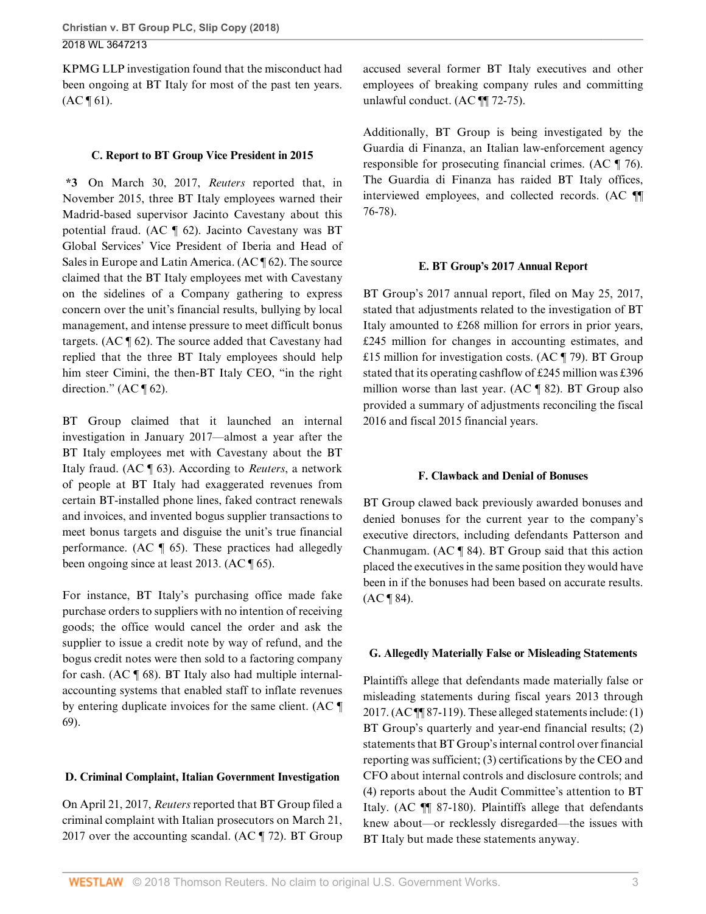KPMG LLP investigation found that the misconduct had been ongoing at BT Italy for most of the past ten years. (AC ¶ 61).

### C. Report to BT Group Vice President in 2015

**\*3** On March 30, 2017, *Reuters* reported that, in November 2015, three BT Italy employees warned their Madrid-based supervisor Jacinto Cavestany about this potential fraud. (AC ¶ 62). Jacinto Cavestany was BT Global Services' Vice President of Iberia and Head of Sales in Europe and Latin America. (AC ¶ 62). The source claimed that the BT Italy employees met with Cavestany on the sidelines of a Company gathering to express concern over the unit's financial results, bullying by local management, and intense pressure to meet difficult bonus targets. (AC ¶ 62). The source added that Cavestany had replied that the three BT Italy employees should help him steer Cimini, the then-BT Italy CEO, "in the right direction." (AC ¶ 62).

BT Group claimed that it launched an internal investigation in January 2017—almost a year after the BT Italy employees met with Cavestany about the BT Italy fraud. (AC ¶ 63). According to *Reuters*, a network of people at BT Italy had exaggerated revenues from certain BT-installed phone lines, faked contract renewals and invoices, and invented bogus supplier transactions to meet bonus targets and disguise the unit's true financial performance. (AC ¶ 65). These practices had allegedly been ongoing since at least 2013. (AC ¶ 65).

For instance, BT Italy's purchasing office made fake purchase orders to suppliers with no intention of receiving goods; the office would cancel the order and ask the supplier to issue a credit note by way of refund, and the bogus credit notes were then sold to a factoring company for cash. (AC ¶ 68). BT Italy also had multiple internal-accounting systems that enabled staff to inflate revenues by entering duplicate invoices for the same client. (AC ¶ 69).

### D. Criminal Complaint, Italian Government Investigation

On April 21, 2017, *Reuters* reported that BT Group filed a criminal complaint with Italian prosecutors on March 21, 2017 over the accounting scandal. (AC ¶ 72). BT Group accused several former BT Italy executives and other employees of breaking company rules and committing unlawful conduct. (AC ¶¶ 72-75).

Additionally, BT Group is being investigated by the Guardia di Finanza, an Italian law-enforcement agency responsible for prosecuting financial crimes. (AC ¶ 76). The Guardia di Finanza has raided BT Italy offices, interviewed employees, and collected records. (AC ¶¶ 76-78).

### E. BT Group's 2017 Annual Report

BT Group's 2017 annual report, filed on May 25, 2017, stated that adjustments related to the investigation of BT Italy amounted to £268 million for errors in prior years, £245 million for changes in accounting estimates, and £15 million for investigation costs. (AC ¶ 79). BT Group stated that its operating cashflow of £245 million was £396 million worse than last year. (AC ¶ 82). BT Group also provided a summary of adjustments reconciling the fiscal 2016 and fiscal 2015 financial years.

### F. Clawback and Denial of Bonuses

BT Group clawed back previously awarded bonuses and denied bonuses for the current year to the company's executive directors, including defendants Patterson and Chanmugam. (AC ¶ 84). BT Group said that this action placed the executives in the same position they would have been in if the bonuses had been based on accurate results. (AC ¶ 84).

### G. Allegedly Materially False or Misleading Statements

Plaintiffs allege that defendants made materially false or misleading statements during fiscal years 2013 through 2017. (AC ¶¶ 87-119). These alleged statements include: (1) BT Group's quarterly and year-end financial results; (2) statements that BT Group's internal control over financial reporting was sufficient; (3) certifications by the CEO and CFO about internal controls and disclosure controls; and (4) reports about the Audit Committee's attention to BT Italy. (AC ¶¶ 87-180). Plaintiffs allege that defendants knew about—or recklessly disregarded—the issues with BT Italy but made these statements anyway.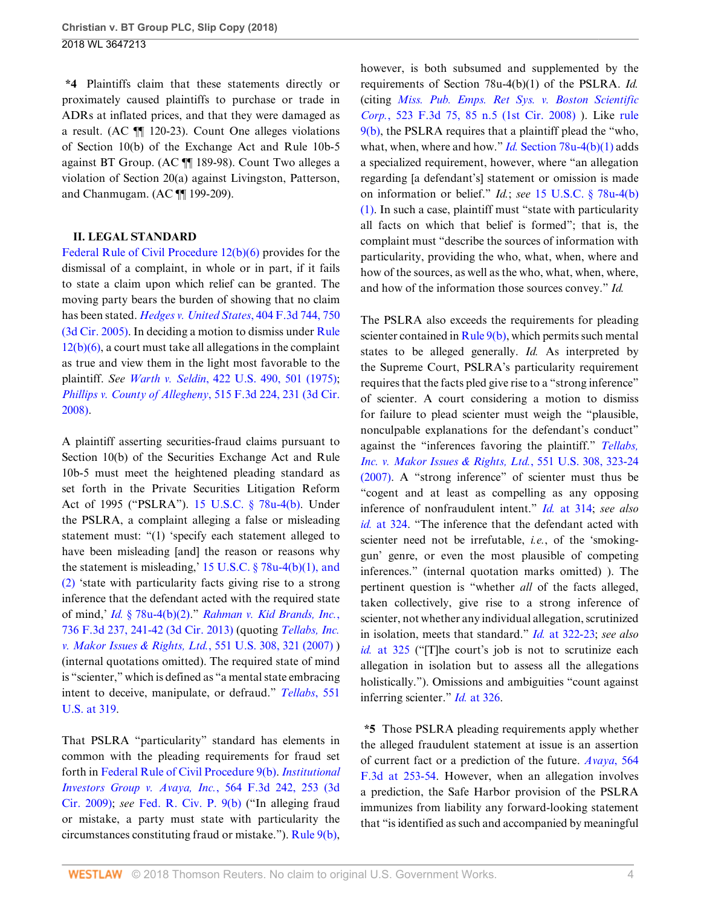**\*4** Plaintiffs claim that these statements directly or proximately caused plaintiffs to purchase or trade in ADRs at inflated prices, and that they were damaged as a result. (AC ¶¶ 120-23). Count One alleges violations of Section 10(b) of the Exchange Act and Rule 10b-5 against BT Group. (AC ¶¶ 189-98). Count Two alleges a violation of Section 20(a) against Livingston, Patterson, and Chanmugam. (AC ¶¶ 199-209).

## II. LEGAL STANDARD

Federal Rule of Civil Procedure 12(b)(6) provides for the dismissal of a complaint, in whole or in part, if it fails to state a claim upon which relief can be granted. The moving party bears the burden of showing that no claim has been stated. *Hedges v. United States*, 404 F.3d 744, 750 (3d Cir. 2005). In deciding a motion to dismiss under Rule 12(b)(6), a court must take all allegations in the complaint as true and view them in the light most favorable to the plaintiff. *See Warth v. Seldin*, 422 U.S. 490, 501 (1975); *Phillips v. County of Allegheny*, 515 F.3d 224, 231 (3d Cir. 2008).

A plaintiff asserting securities-fraud claims pursuant to Section 10(b) of the Securities Exchange Act and Rule 10b-5 must meet the heightened pleading standard as set forth in the Private Securities Litigation Reform Act of 1995 ("PSLRA"). 15 U.S.C. § 78u-4(b). Under the PSLRA, a complaint alleging a false or misleading statement must: "(1) 'specify each statement alleged to have been misleading [and] the reason or reasons why the statement is misleading,' 15 U.S.C. § 78u-4(b)(1), and (2) 'state with particularity facts giving rise to a strong inference that the defendant acted with the required state of mind,' *Id.* § 78u-4(b)(2)." *Rahman v. Kid Brands, Inc.*, 736 F.3d 237, 241-42 (3d Cir. 2013) (quoting *Tellabs, Inc. v. Makor Issues & Rights, Ltd.*, 551 U.S. 308, 321 (2007) ) (internal quotations omitted). The required state of mind is "scienter," which is defined as "a mental state embracing intent to deceive, manipulate, or defraud." *Tellabs*, 551 U.S. at 319.

That PSLRA "particularity" standard has elements in common with the pleading requirements for fraud set forth in Federal Rule of Civil Procedure 9(b). *Institutional Investors Group v. Avaya, Inc.*, 564 F.3d 242, 253 (3d Cir. 2009); *see* Fed. R. Civ. P. 9(b) ("In alleging fraud or mistake, a party must state with particularity the circumstances constituting fraud or mistake."). Rule 9(b), however, is both subsumed and supplemented by the requirements of Section 78u-4(b)(1) of the PSLRA. *Id.* (citing *Miss. Pub. Emps. Ret Sys. v. Boston Scientific Corp.*, 523 F.3d 75, 85 n.5 (1st Cir. 2008) ). Like rule 9(b), the PSLRA requires that a plaintiff plead the "who, what, when, where and how." *Id.* Section 78u-4(b)(1) adds a specialized requirement, however, where "an allegation regarding [a defendant's] statement or omission is made on information or belief." *Id.*; *see* 15 U.S.C. § 78u-4(b)(1). In such a case, plaintiff must "state with particularity all facts on which that belief is formed"; that is, the complaint must "describe the sources of information with particularity, providing the who, what, when, where and how of the sources, as well as the who, what, when, where, and how of the information those sources convey." *Id.*

The PSLRA also exceeds the requirements for pleading scienter contained in Rule 9(b), which permits such mental states to be alleged generally. *Id.* As interpreted by the Supreme Court, PSLRA's particularity requirement requires that the facts pled give rise to a "strong inference" of scienter. A court considering a motion to dismiss for failure to plead scienter must weigh the "plausible, nonculpable explanations for the defendant's conduct" against the "inferences favoring the plaintiff." *Tellabs, Inc. v. Makor Issues & Rights, Ltd.*, 551 U.S. 308, 323-24 (2007). A "strong inference" of scienter must thus be "cogent and at least as compelling as any opposing inference of nonfraudulent intent." *Id.* at 314; *see also id.* at 324. "The inference that the defendant acted with scienter need not be irrefutable, *i.e.*, of the 'smoking-gun' genre, or even the most plausible of competing inferences." (internal quotation marks omitted) ). The pertinent question is "whether *all* of the facts alleged, taken collectively, give rise to a strong inference of scienter, not whether any individual allegation, scrutinized in isolation, meets that standard." *Id.* at 322-23; *see also id.* at 325 ("[T]he court's job is not to scrutinize each allegation in isolation but to assess all the allegations holistically."). Omissions and ambiguities "count against inferring scienter." *Id.* at 326.

**\*5** Those PSLRA pleading requirements apply whether the alleged fraudulent statement at issue is an assertion of current fact or a prediction of the future. *Avaya*, 564 F.3d at 253-54. However, when an allegation involves a prediction, the Safe Harbor provision of the PSLRA immunizes from liability any forward-looking statement that "is identified as such and accompanied by meaningful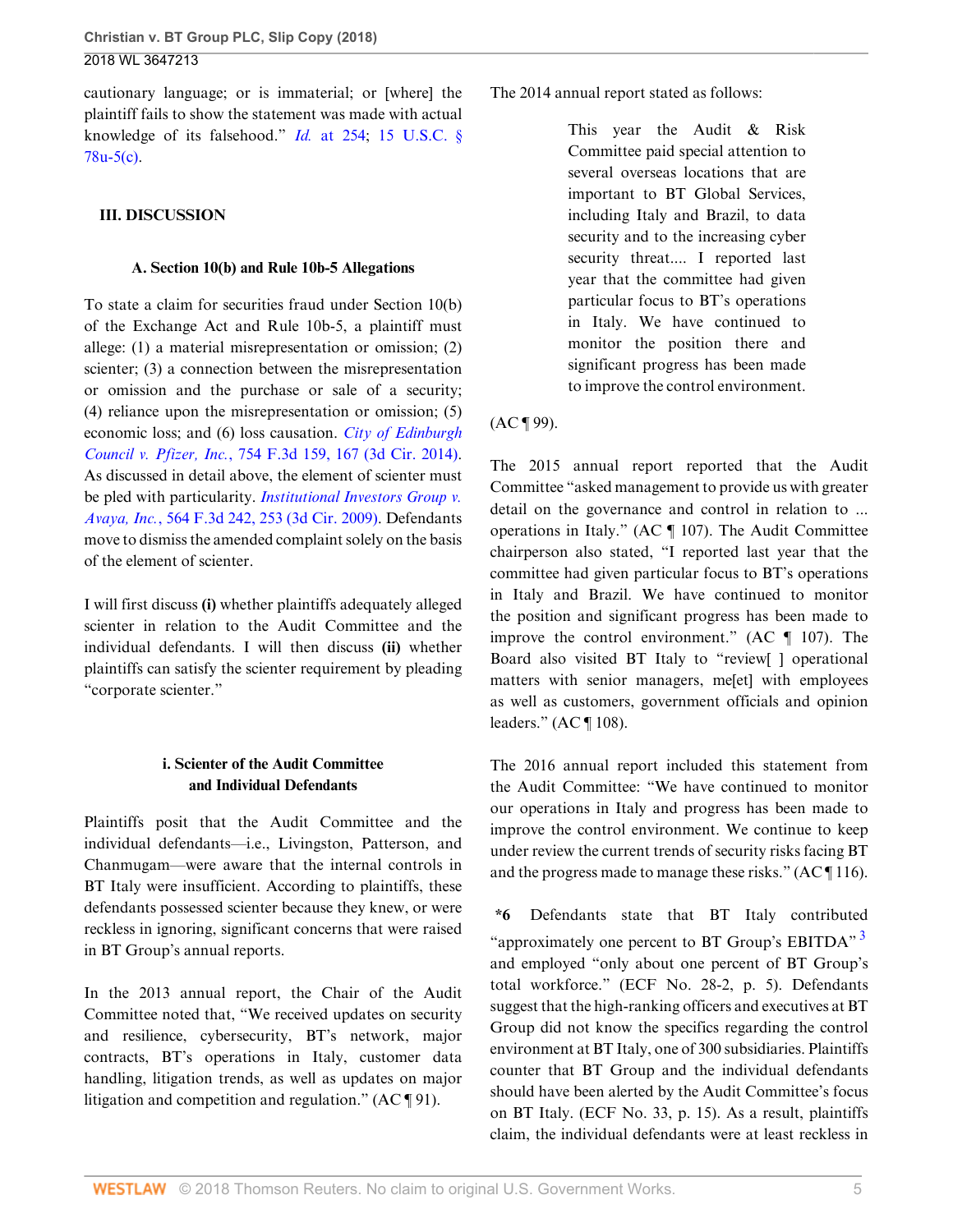cautionary language; or is immaterial; or [where] the plaintiff fails to show the statement was made with actual knowledge of its falsehood." *Id.* at 254; 15 U.S.C. § 78u-5(c).

## III. DISCUSSION

### A. Section 10(b) and Rule 10b-5 Allegations

To state a claim for securities fraud under Section 10(b) of the Exchange Act and Rule 10b-5, a plaintiff must allege: (1) a material misrepresentation or omission; (2) scienter; (3) a connection between the misrepresentation or omission and the purchase or sale of a security; (4) reliance upon the misrepresentation or omission; (5) economic loss; and (6) loss causation. *City of Edinburgh Council v. Pfizer, Inc.*, 754 F.3d 159, 167 (3d Cir. 2014). As discussed in detail above, the element of scienter must be pled with particularity. *Institutional Investors Group v. Avaya, Inc.*, 564 F.3d 242, 253 (3d Cir. 2009). Defendants move to dismiss the amended complaint solely on the basis of the element of scienter.

I will first discuss **(i)** whether plaintiffs adequately alleged scienter in relation to the Audit Committee and the individual defendants. I will then discuss **(ii)** whether plaintiffs can satisfy the scienter requirement by pleading "corporate scienter."

#### i. Scienter of the Audit Committee and Individual Defendants

Plaintiffs posit that the Audit Committee and the individual defendants—i.e., Livingston, Patterson, and Chanmugam—were aware that the internal controls in BT Italy were insufficient. According to plaintiffs, these defendants possessed scienter because they knew, or were reckless in ignoring, significant concerns that were raised in BT Group's annual reports.

In the 2013 annual report, the Chair of the Audit Committee noted that, "We received updates on security and resilience, cybersecurity, BT's network, major contracts, BT's operations in Italy, customer data handling, litigation trends, as well as updates on major litigation and competition and regulation." (AC ¶ 91).

The 2014 annual report stated as follows:

> This year the Audit & Risk Committee paid special attention to several overseas locations that are important to BT Global Services, including Italy and Brazil, to data security and to the increasing cyber security threat.... I reported last year that the committee had given particular focus to BT's operations in Italy. We have continued to monitor the position there and significant progress has been made to improve the control environment.

(AC ¶ 99).

The 2015 annual report reported that the Audit Committee "asked management to provide us with greater detail on the governance and control in relation to ... operations in Italy." (AC ¶ 107). The Audit Committee chairperson also stated, "I reported last year that the committee had given particular focus to BT's operations in Italy and Brazil. We have continued to monitor the position and significant progress has been made to improve the control environment." (AC ¶ 107). The Board also visited BT Italy to "review[ ] operational matters with senior managers, me[et] with employees as well as customers, government officials and opinion leaders." (AC ¶ 108).

The 2016 annual report included this statement from the Audit Committee: "We have continued to monitor our operations in Italy and progress has been made to improve the control environment. We continue to keep under review the current trends of security risks facing BT and the progress made to manage these risks." (AC ¶ 116).

**\*6** Defendants state that BT Italy contributed "approximately one percent to BT Group's EBITDA" [3] and employed "only about one percent of BT Group's total workforce." (ECF No. 28-2, p. 5). Defendants suggest that the high-ranking officers and executives at BT Group did not know the specifics regarding the control environment at BT Italy, one of 300 subsidiaries. Plaintiffs counter that BT Group and the individual defendants should have been alerted by the Audit Committee's focus on BT Italy. (ECF No. 33, p. 15). As a result, plaintiffs claim, the individual defendants were at least reckless in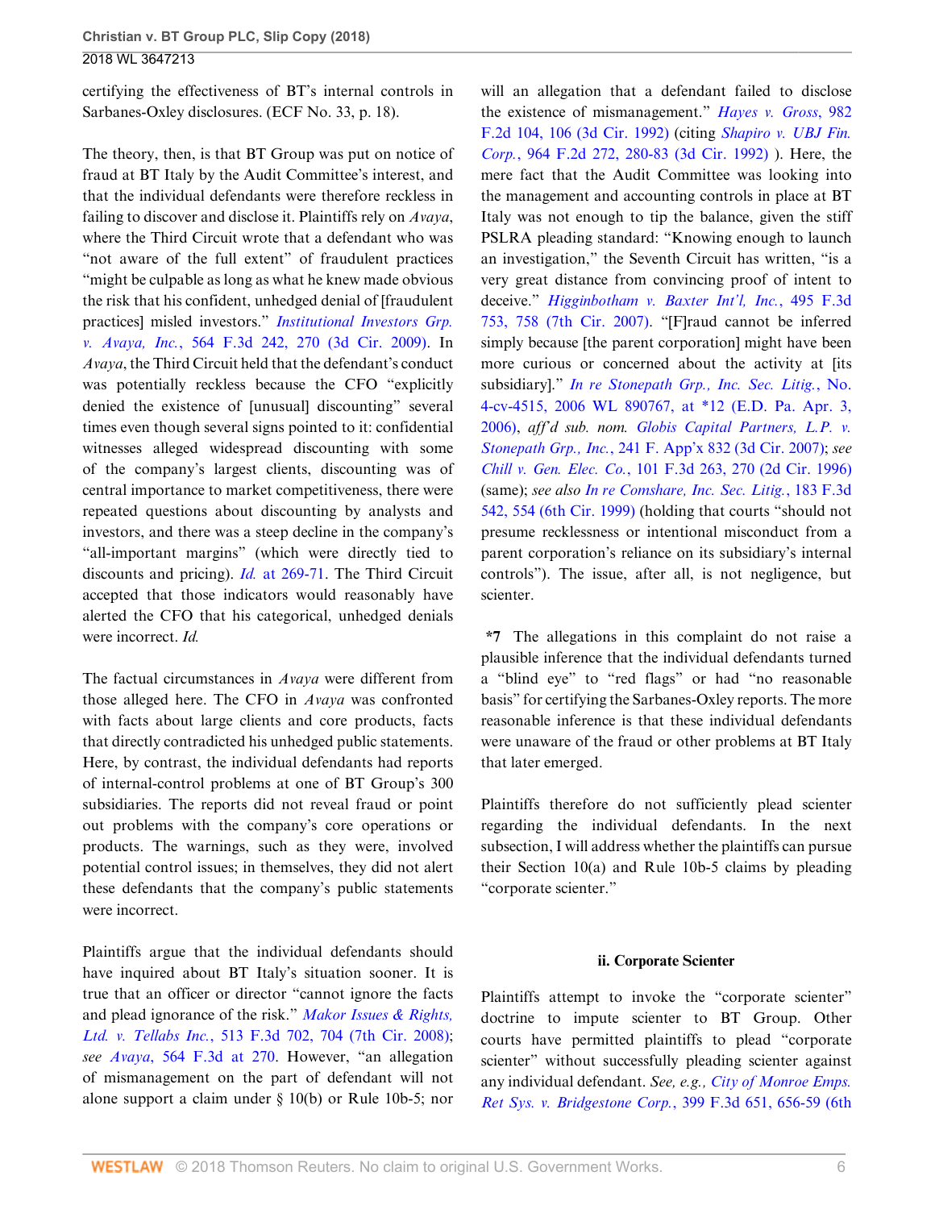certifying the effectiveness of BT's internal controls in Sarbanes-Oxley disclosures. (ECF No. 33, p. 18).

The theory, then, is that BT Group was put on notice of fraud at BT Italy by the Audit Committee's interest, and that the individual defendants were therefore reckless in failing to discover and disclose it. Plaintiffs rely on *Avaya*, where the Third Circuit wrote that a defendant who was "not aware of the full extent" of fraudulent practices "might be culpable as long as what he knew made obvious the risk that his confident, unhedged denial of [fraudulent practices] misled investors." *Institutional Investors Grp. v. Avaya, Inc.*, 564 F.3d 242, 270 (3d Cir. 2009). In *Avaya*, the Third Circuit held that the defendant's conduct was potentially reckless because the CFO "explicitly denied the existence of [unusual] discounting" several times even though several signs pointed to it: confidential witnesses alleged widespread discounting with some of the company's largest clients, discounting was of central importance to market competitiveness, there were repeated questions about discounting by analysts and investors, and there was a steep decline in the company's "all-important margins" (which were directly tied to discounts and pricing). *Id.* at 269-71. The Third Circuit accepted that those indicators would reasonably have alerted the CFO that his categorical, unhedged denials were incorrect. *Id.*

The factual circumstances in *Avaya* were different from those alleged here. The CFO in *Avaya* was confronted with facts about large clients and core products, facts that directly contradicted his unhedged public statements. Here, by contrast, the individual defendants had reports of internal-control problems at one of BT Group's 300 subsidiaries. The reports did not reveal fraud or point out problems with the company's core operations or products. The warnings, such as they were, involved potential control issues; in themselves, they did not alert these defendants that the company's public statements were incorrect.

Plaintiffs argue that the individual defendants should have inquired about BT Italy's situation sooner. It is true that an officer or director "cannot ignore the facts and plead ignorance of the risk." *Makor Issues & Rights, Ltd. v. Tellabs Inc.*, 513 F.3d 702, 704 (7th Cir. 2008); *see Avaya*, 564 F.3d at 270. However, "an allegation of mismanagement on the part of defendant will not alone support a claim under § 10(b) or Rule 10b-5; nor will an allegation that a defendant failed to disclose the existence of mismanagement." *Hayes v. Gross*, 982 F.2d 104, 106 (3d Cir. 1992) (citing *Shapiro v. UBJ Fin. Corp.*, 964 F.2d 272, 280-83 (3d Cir. 1992) ). Here, the mere fact that the Audit Committee was looking into the management and accounting controls in place at BT Italy was not enough to tip the balance, given the stiff PSLRA pleading standard: "Knowing enough to launch an investigation," the Seventh Circuit has written, "is a very great distance from convincing proof of intent to deceive." *Higginbotham v. Baxter Int'l, Inc.*, 495 F.3d 753, 758 (7th Cir. 2007). "[F]raud cannot be inferred simply because [the parent corporation] might have been more curious or concerned about the activity at [its subsidiary]." *In re Stonepath Grp., Inc. Sec. Litig.*, No. 4-cv-4515, 2006 WL 890767, at *12 (E.D. Pa. Apr. 3, 2006), *aff'd sub. nom. Globis Capital Partners, L.P. v. Stonepath Grp., Inc.*, 241 F. App'x 832 (3d Cir. 2007); *see Chill v. Gen. Elec. Co.*, 101 F.3d 263, 270 (2d Cir. 1996) (same); *see also In re Comshare, Inc. Sec. Litig.*, 183 F.3d 542, 554 (6th Cir. 1999) (holding that courts "should not presume recklessness or intentional misconduct from a parent corporation's reliance on its subsidiary's internal controls"). The issue, after all, is not negligence, but scienter.

**\*7** The allegations in this complaint do not raise a plausible inference that the individual defendants turned a "blind eye" to "red flags" or had "no reasonable basis" for certifying the Sarbanes-Oxley reports. The more reasonable inference is that these individual defendants were unaware of the fraud or other problems at BT Italy that later emerged.

Plaintiffs therefore do not sufficiently plead scienter regarding the individual defendants. In the next subsection, I will address whether the plaintiffs can pursue their Section 10(a) and Rule 10b-5 claims by pleading "corporate scienter."

#### ii. Corporate Scienter

Plaintiffs attempt to invoke the "corporate scienter" doctrine to impute scienter to BT Group. Other courts have permitted plaintiffs to plead "corporate scienter" without successfully pleading scienter against any individual defendant. *See, e.g., City of Monroe Emps. Ret Sys. v. Bridgestone Corp.*, 399 F.3d 651, 656-59 (6th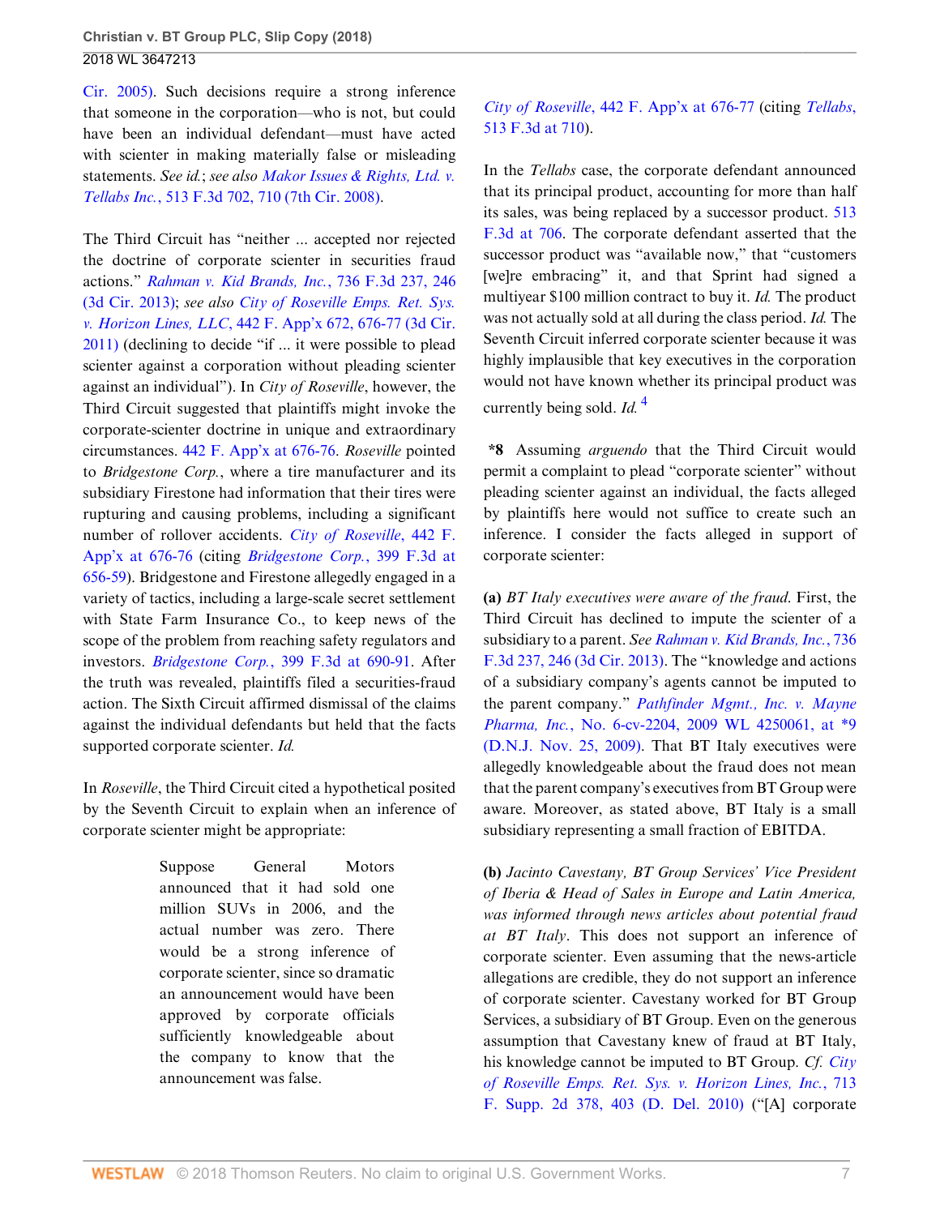Cir. 2005). Such decisions require a strong inference that someone in the corporation—who is not, but could have been an individual defendant—must have acted with scienter in making materially false or misleading statements. *See id.*; *see also* Makor Issues & Rights, Ltd. v. Tellabs Inc., 513 F.3d 702, 710 (7th Cir. 2008).

The Third Circuit has "neither ... accepted nor rejected the doctrine of corporate scienter in securities fraud actions." *Rahman v. Kid Brands, Inc.*, 736 F.3d 237, 246 (3d Cir. 2013); *see also* City of Roseville Emps. Ret. Sys. v. Horizon Lines, LLC, 442 F. App'x 672, 676-77 (3d Cir. 2011) (declining to decide "if ... it were possible to plead scienter against a corporation without pleading scienter against an individual"). In *City of Roseville*, however, the Third Circuit suggested that plaintiffs might invoke the corporate-scienter doctrine in unique and extraordinary circumstances. 442 F. App'x at 676-76. *Roseville* pointed to *Bridgestone Corp.*, where a tire manufacturer and its subsidiary Firestone had information that their tires were rupturing and causing problems, including a significant number of rollover accidents. *City of Roseville*, 442 F. App'x at 676-76 (citing *Bridgestone Corp.*, 399 F.3d at 656-59). Bridgestone and Firestone allegedly engaged in a variety of tactics, including a large-scale secret settlement with State Farm Insurance Co., to keep news of the scope of the problem from reaching safety regulators and investors. *Bridgestone Corp.*, 399 F.3d at 690-91. After the truth was revealed, plaintiffs filed a securities-fraud action. The Sixth Circuit affirmed dismissal of the claims against the individual defendants but held that the facts supported corporate scienter. *Id.*

In *Roseville*, the Third Circuit cited a hypothetical posited by the Seventh Circuit to explain when an inference of corporate scienter might be appropriate:

> Suppose General Motors announced that it had sold one million SUVs in 2006, and the actual number was zero. There would be a strong inference of corporate scienter, since so dramatic an announcement would have been approved by corporate officials sufficiently knowledgeable about the company to know that the announcement was false.

*City of Roseville*, 442 F. App'x at 676-77 (citing *Tellabs*, 513 F.3d at 710).

In the *Tellabs* case, the corporate defendant announced that its principal product, accounting for more than half its sales, was being replaced by a successor product. 513 F.3d at 706. The corporate defendant asserted that the successor product was "available now," that "customers [we]re embracing" it, and that Sprint had signed a multiyear $100 million contract to buy it. *Id.* The product was not actually sold at all during the class period. *Id.* The Seventh Circuit inferred corporate scienter because it was highly implausible that key executives in the corporation would not have known whether its principal product was currently being sold. *Id.* [4]

**\*8** Assuming *arguendo* that the Third Circuit would permit a complaint to plead "corporate scienter" without pleading scienter against an individual, the facts alleged by plaintiffs here would not suffice to create such an inference. I consider the facts alleged in support of corporate scienter:

**(a)** *BT Italy executives were aware of the fraud.* First, the Third Circuit has declined to impute the scienter of a subsidiary to a parent. *See* Rahman v. Kid Brands, Inc., 736 F.3d 237, 246 (3d Cir. 2013). The "knowledge and actions of a subsidiary company's agents cannot be imputed to the parent company." *Pathfinder Mgmt., Inc. v. Mayne Pharma, Inc.*, No. 6-cv-2204, 2009 WL 4250061, at \*9 (D.N.J. Nov. 25, 2009). That BT Italy executives were allegedly knowledgeable about the fraud does not mean that the parent company's executives from BT Group were aware. Moreover, as stated above, BT Italy is a small subsidiary representing a small fraction of EBITDA.

**(b)** *Jacinto Cavestany, BT Group Services' Vice President of Iberia & Head of Sales in Europe and Latin America, was informed through news articles about potential fraud at BT Italy*. This does not support an inference of corporate scienter. Even assuming that the news-article allegations are credible, they do not support an inference of corporate scienter. Cavestany worked for BT Group Services, a subsidiary of BT Group. Even on the generous assumption that Cavestany knew of fraud at BT Italy, his knowledge cannot be imputed to BT Group. *Cf.* City of Roseville Emps. Ret. Sys. v. Horizon Lines, Inc., 713 F. Supp. 2d 378, 403 (D. Del. 2010) ("[A] corporate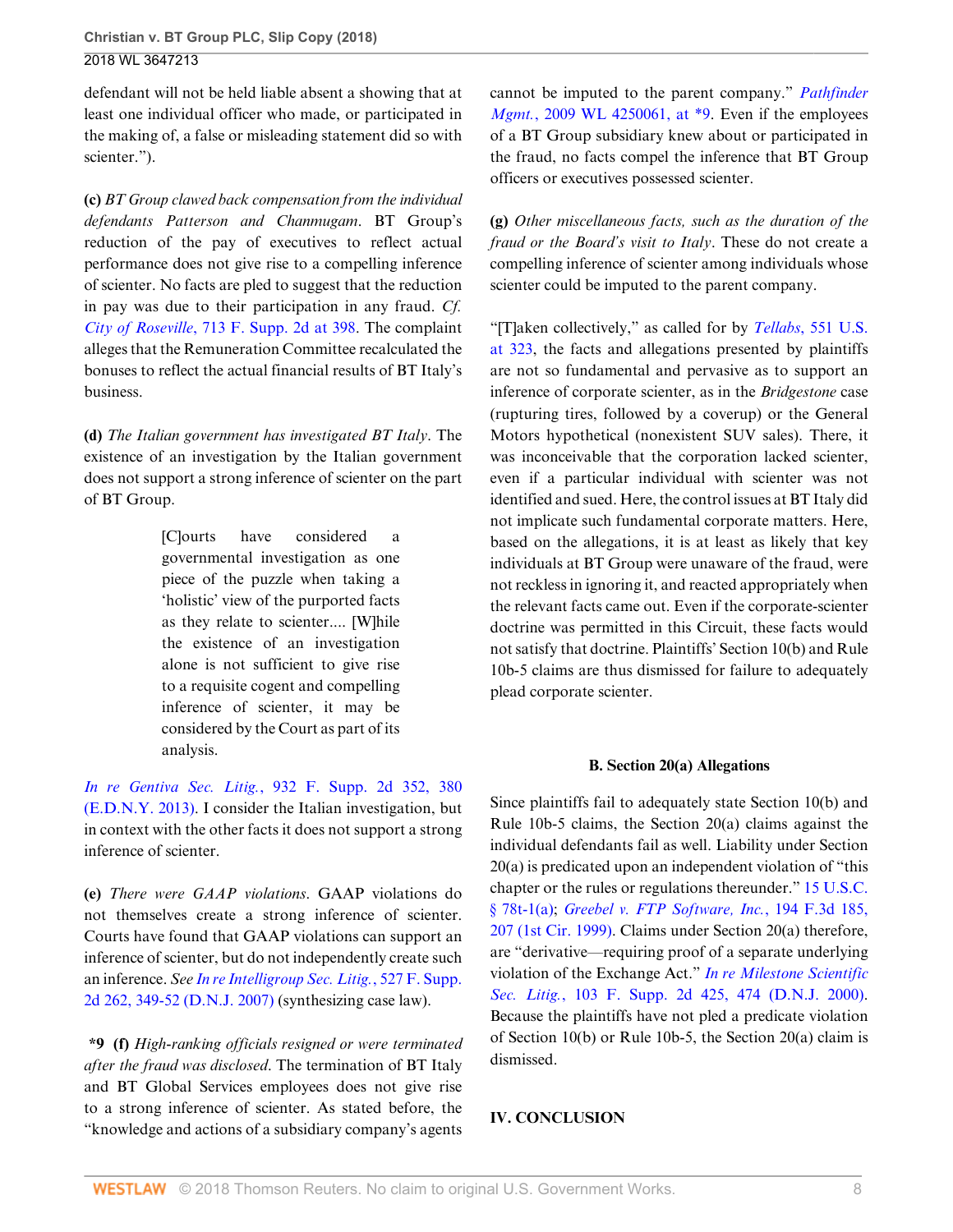defendant will not be held liable absent a showing that at least one individual officer who made, or participated in the making of, a false or misleading statement did so with scienter.").

**(c)** *BT Group clawed back compensation from the individual defendants Patterson and Chanmugam*. BT Group's reduction of the pay of executives to reflect actual performance does not give rise to a compelling inference of scienter. No facts are pled to suggest that the reduction in pay was due to their participation in any fraud. *Cf. City of Roseville*, 713 F. Supp. 2d at 398. The complaint alleges that the Remuneration Committee recalculated the bonuses to reflect the actual financial results of BT Italy's business.

**(d)** *The Italian government has investigated BT Italy*. The existence of an investigation by the Italian government does not support a strong inference of scienter on the part of BT Group.

> [C]ourts have considered a governmental investigation as one piece of the puzzle when taking a 'holistic' view of the purported facts as they relate to scienter.... [W]hile the existence of an investigation alone is not sufficient to give rise to a requisite cogent and compelling inference of scienter, it may be considered by the Court as part of its analysis.

*In re Gentiva Sec. Litig.*, 932 F. Supp. 2d 352, 380 (E.D.N.Y. 2013). I consider the Italian investigation, but in context with the other facts it does not support a strong inference of scienter.

**(e)** *There were GAAP violations*. GAAP violations do not themselves create a strong inference of scienter. Courts have found that GAAP violations can support an inference of scienter, but do not independently create such an inference. *See In re Intelligroup Sec. Litig.*, 527 F. Supp. 2d 262, 349-52 (D.N.J. 2007) (synthesizing case law).

**\*9** **(f)** *High-ranking officials resigned or were terminated after the fraud was disclosed*. The termination of BT Italy and BT Global Services employees does not give rise to a strong inference of scienter. As stated before, the "knowledge and actions of a subsidiary company's agents cannot be imputed to the parent company." *Pathfinder Mgmt.*, 2009 WL 4250061, at \*9. Even if the employees of a BT Group subsidiary knew about or participated in the fraud, no facts compel the inference that BT Group officers or executives possessed scienter.

**(g)** *Other miscellaneous facts, such as the duration of the fraud or the Board's visit to Italy*. These do not create a compelling inference of scienter among individuals whose scienter could be imputed to the parent company.

"[T]aken collectively," as called for by *Tellabs*, 551 U.S. at 323, the facts and allegations presented by plaintiffs are not so fundamental and pervasive as to support an inference of corporate scienter, as in the *Bridgestone* case (rupturing tires, followed by a coverup) or the General Motors hypothetical (nonexistent SUV sales). There, it was inconceivable that the corporation lacked scienter, even if a particular individual with scienter was not identified and sued. Here, the control issues at BT Italy did not implicate such fundamental corporate matters. Here, based on the allegations, it is at least as likely that key individuals at BT Group were unaware of the fraud, were not reckless in ignoring it, and reacted appropriately when the relevant facts came out. Even if the corporate-scienter doctrine was permitted in this Circuit, these facts would not satisfy that doctrine. Plaintiffs' Section 10(b) and Rule 10b-5 claims are thus dismissed for failure to adequately plead corporate scienter.

### B. Section 20(a) Allegations

Since plaintiffs fail to adequately state Section 10(b) and Rule 10b-5 claims, the Section 20(a) claims against the individual defendants fail as well. Liability under Section 20(a) is predicated upon an independent violation of "this chapter or the rules or regulations thereunder." 15 U.S.C. § 78t-1(a); *Greebel v. FTP Software, Inc.*, 194 F.3d 185, 207 (1st Cir. 1999). Claims under Section 20(a) therefore, are "derivative—requiring proof of a separate underlying violation of the Exchange Act." *In re Milestone Scientific Sec. Litig.*, 103 F. Supp. 2d 425, 474 (D.N.J. 2000). Because the plaintiffs have not pled a predicate violation of Section 10(b) or Rule 10b-5, the Section 20(a) claim is dismissed.

## IV. CONCLUSION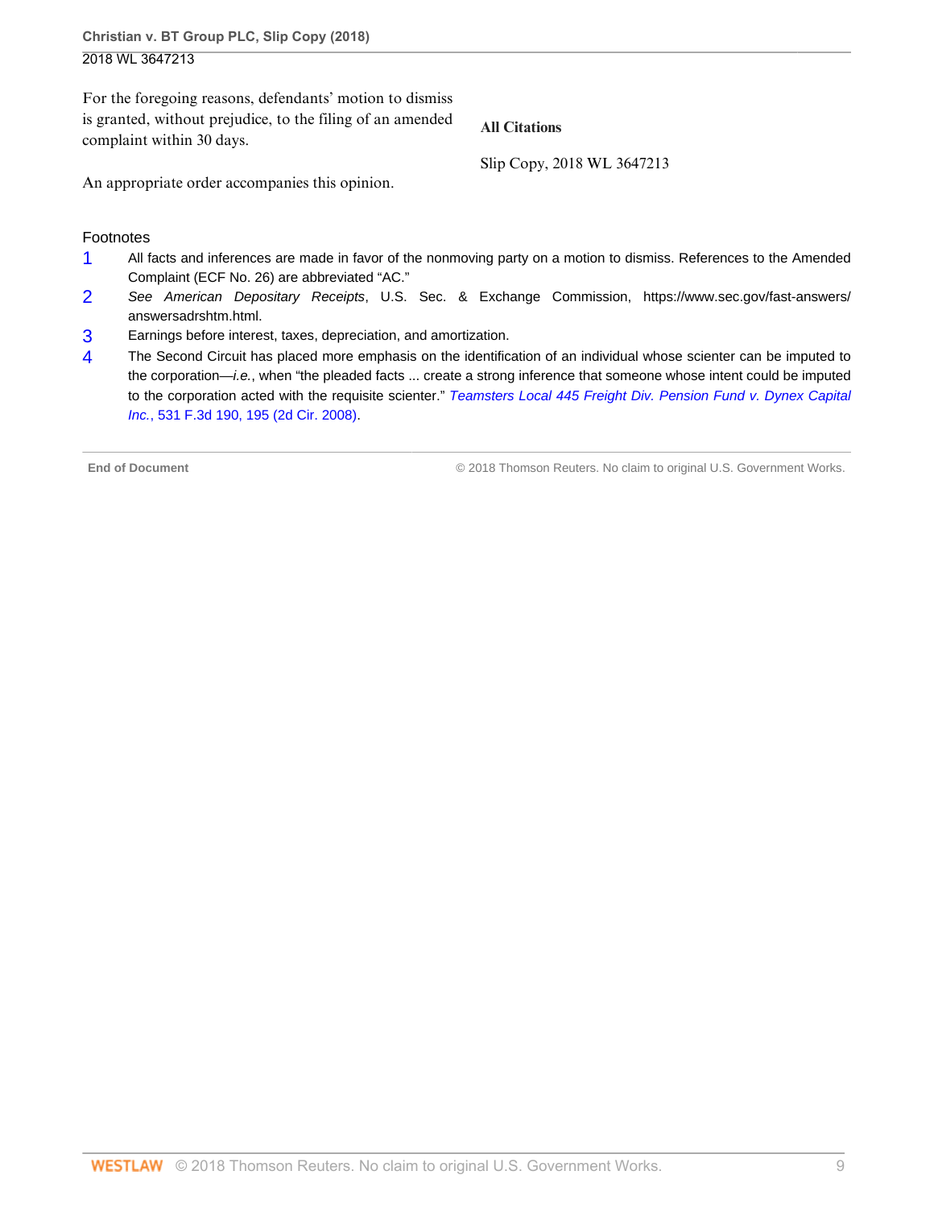For the foregoing reasons, defendants' motion to dismiss is granted, without prejudice, to the filing of an amended complaint within 30 days.

An appropriate order accompanies this opinion.

**All Citations**

Slip Copy, 2018 WL 3647213

Footnotes

1 All facts and inferences are made in favor of the nonmoving party on a motion to dismiss. References to the Amended Complaint (ECF No. 26) are abbreviated "AC."

2 *See American Depositary Receipts*, U.S. Sec. & Exchange Commission, https://www.sec.gov/fast-answers/answersadrshtm.html.

3 Earnings before interest, taxes, depreciation, and amortization.

4 The Second Circuit has placed more emphasis on the identification of an individual whose scienter can be imputed to the corporation—*i.e.*, when "the pleaded facts ... create a strong inference that someone whose intent could be imputed to the corporation acted with the requisite scienter." *Teamsters Local 445 Freight Div. Pension Fund v. Dynex Capital Inc.*, 531 F.3d 190, 195 (2d Cir. 2008).

**End of Document** © 2018 Thomson Reuters. No claim to original U.S. Government Works.